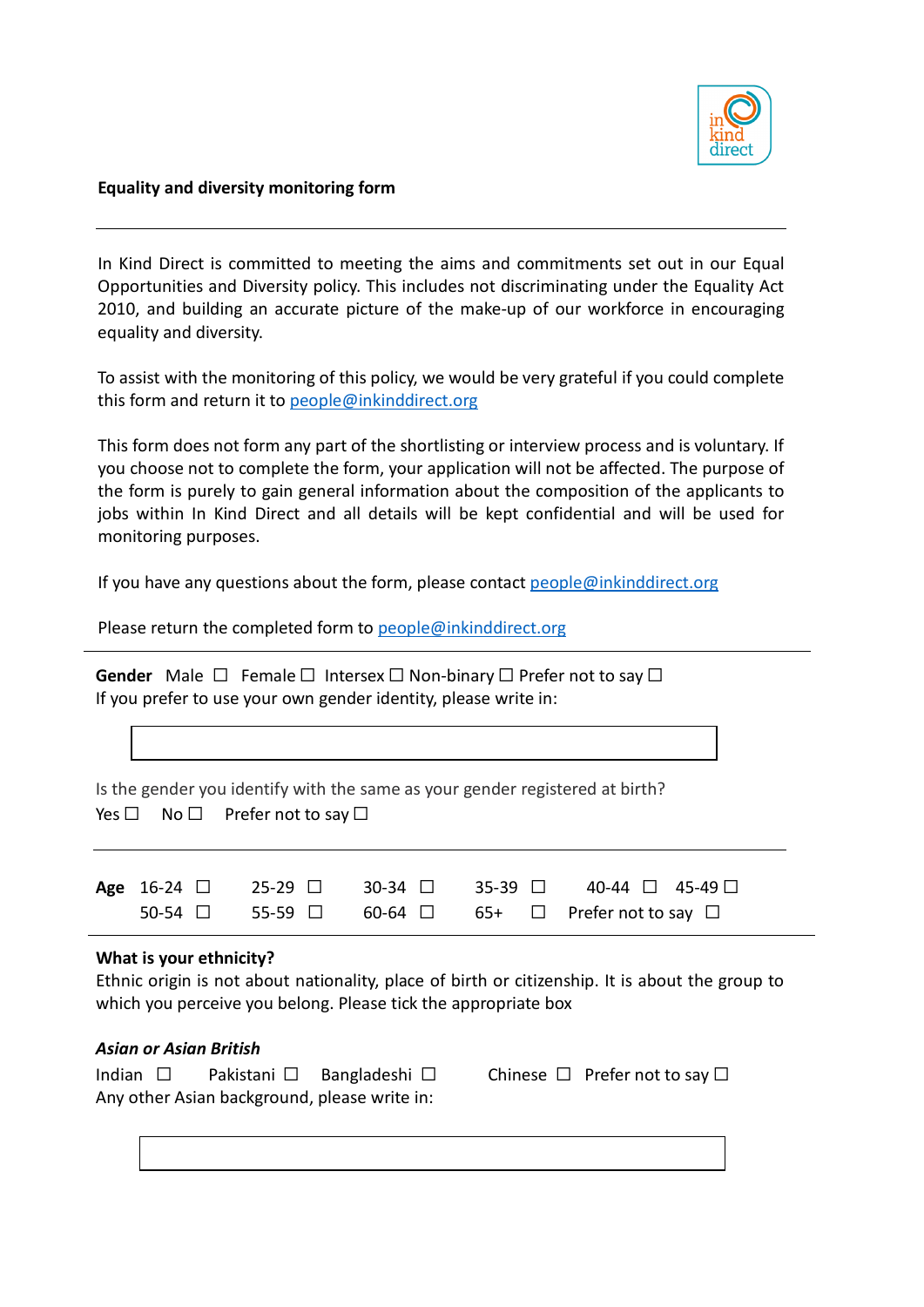**Equality and diversity monitoring form**

---

In Kind Direct is committed to meeting the aims and commitments set out in our Equal Opportunities and Diversity policy. This includes not discriminating under the Equality Act 2010, and building an accurate picture of the make-up of our workforce in encouraging equality and diversity.

To assist with the monitoring of this policy, we would be very grateful if you could complete this form and return it to people@inkinddirect.org

This form does not form any part of the shortlisting or interview process and is voluntary. If you choose not to complete the form, your application will not be affected. The purpose of the form is purely to gain general information about the composition of the applicants to jobs within In Kind Direct and all details will be kept confidential and will be used for monitoring purposes.

If you have any questions about the form, please contact people@inkinddirect.org

Please return the completed form to people@inkinddirect.org

---

**Gender** Male ☐ Female ☐ Intersex ☐ Non-binary ☐ Prefer not to say ☐
If you prefer to use your own gender identity, please write in:

Is the gender you identify with the same as your gender registered at birth?
Yes ☐ No ☐ Prefer not to say ☐

---

**Age** 16-24 ☐ 25-29 ☐ 30-34 ☐ 35-39 ☐ 40-44 ☐ 45-49 ☐
50-54 ☐ 55-59 ☐ 60-64 ☐ 65+ ☐ Prefer not to say ☐

---

**What is your ethnicity?**
Ethnic origin is not about nationality, place of birth or citizenship. It is about the group to which you perceive you belong. Please tick the appropriate box

***Asian or Asian British***
Indian ☐ Pakistani ☐ Bangladeshi ☐ Chinese ☐ Prefer not to say ☐
Any other Asian background, please write in: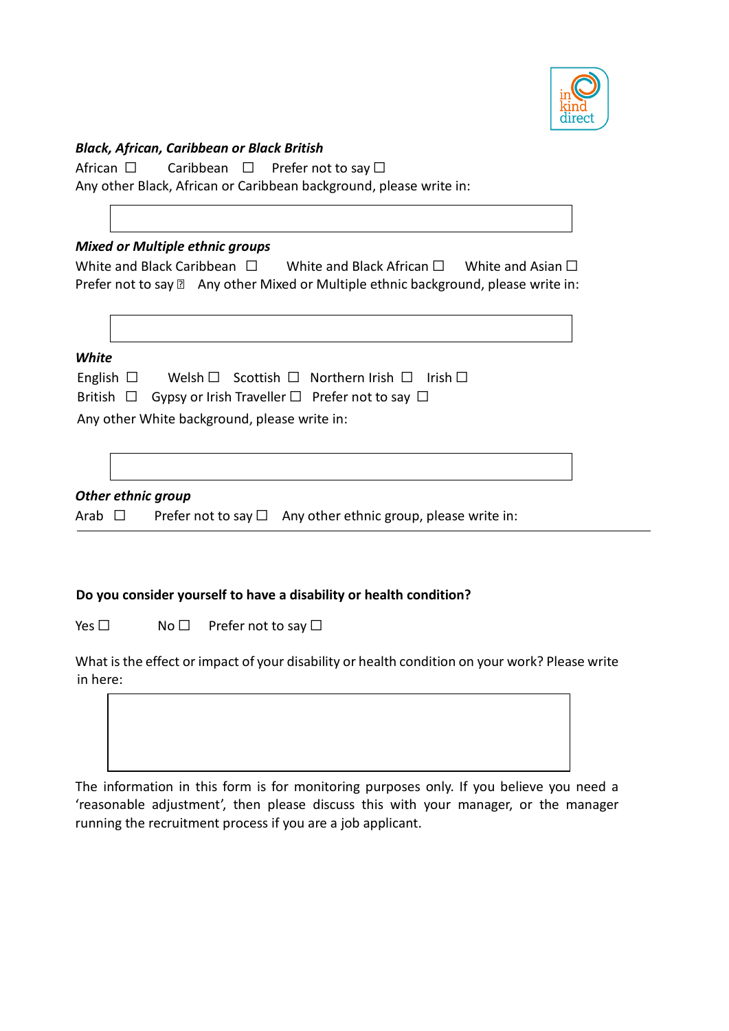***Black, African, Caribbean or Black British***

African ☐ Caribbean ☐ Prefer not to say ☐

Any other Black, African or Caribbean background, please write in:

***Mixed or Multiple ethnic groups***

White and Black Caribbean ☐ White and Black African ☐ White and Asian ☐

Prefer not to say ☐ Any other Mixed or Multiple ethnic background, please write in:

***White***

English ☐ Welsh ☐ Scottish ☐ Northern Irish ☐ Irish ☐

British ☐ Gypsy or Irish Traveller ☐ Prefer not to say ☐

Any other White background, please write in:

***Other ethnic group***

Arab ☐ Prefer not to say ☐ Any other ethnic group, please write in:

---

**Do you consider yourself to have a disability or health condition?**

Yes ☐ No ☐ Prefer not to say ☐

What is the effect or impact of your disability or health condition on your work? Please write in here:

The information in this form is for monitoring purposes only. If you believe you need a 'reasonable adjustment', then please discuss this with your manager, or the manager running the recruitment process if you are a job applicant.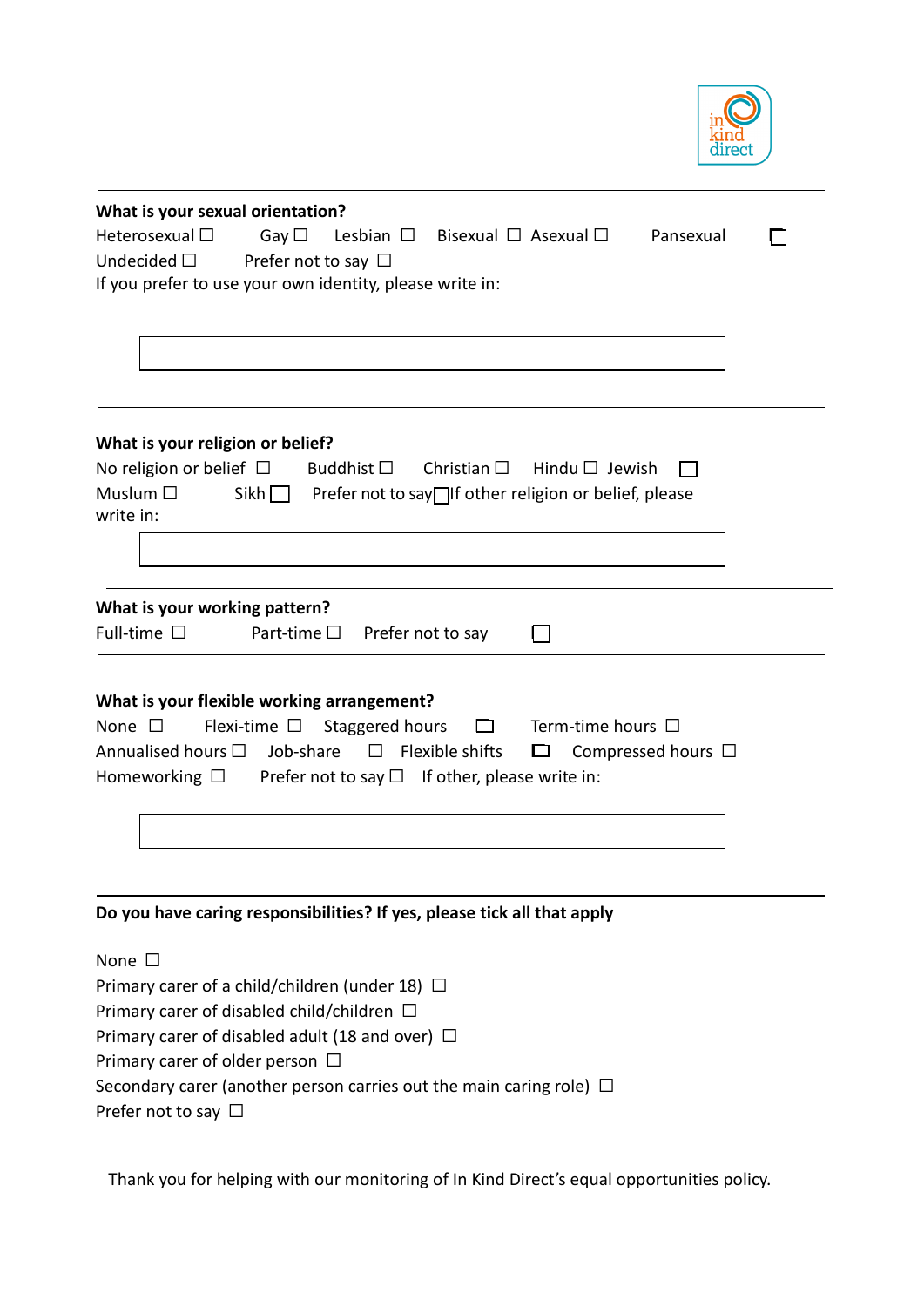**What is your sexual orientation?**

Heterosexual ☐ Gay ☐ Lesbian ☐ Bisexual ☐ Asexual ☐ Pansexual ☐

Undecided ☐ Prefer not to say ☐

If you prefer to use your own identity, please write in:

---

**What is your religion or belief?**

No religion or belief ☐ Buddhist ☐ Christian ☐ Hindu ☐ Jewish ☐

Muslum ☐ Sikh ☐ Prefer not to say ☐ If other religion or belief, please write in:

---

**What is your working pattern?**

Full-time ☐ Part-time ☐ Prefer not to say ☐

---

**What is your flexible working arrangement?**

None ☐ Flexi-time ☐ Staggered hours ☐ Term-time hours ☐

Annualised hours ☐ Job-share ☐ Flexible shifts ☐ Compressed hours ☐

Homeworking ☐ Prefer not to say ☐ If other, please write in:

---

**Do you have caring responsibilities? If yes, please tick all that apply**

None ☐

Primary carer of a child/children (under 18) ☐

Primary carer of disabled child/children ☐

Primary carer of disabled adult (18 and over) ☐

Primary carer of older person ☐

Secondary carer (another person carries out the main caring role) ☐

Prefer not to say ☐

Thank you for helping with our monitoring of In Kind Direct's equal opportunities policy.